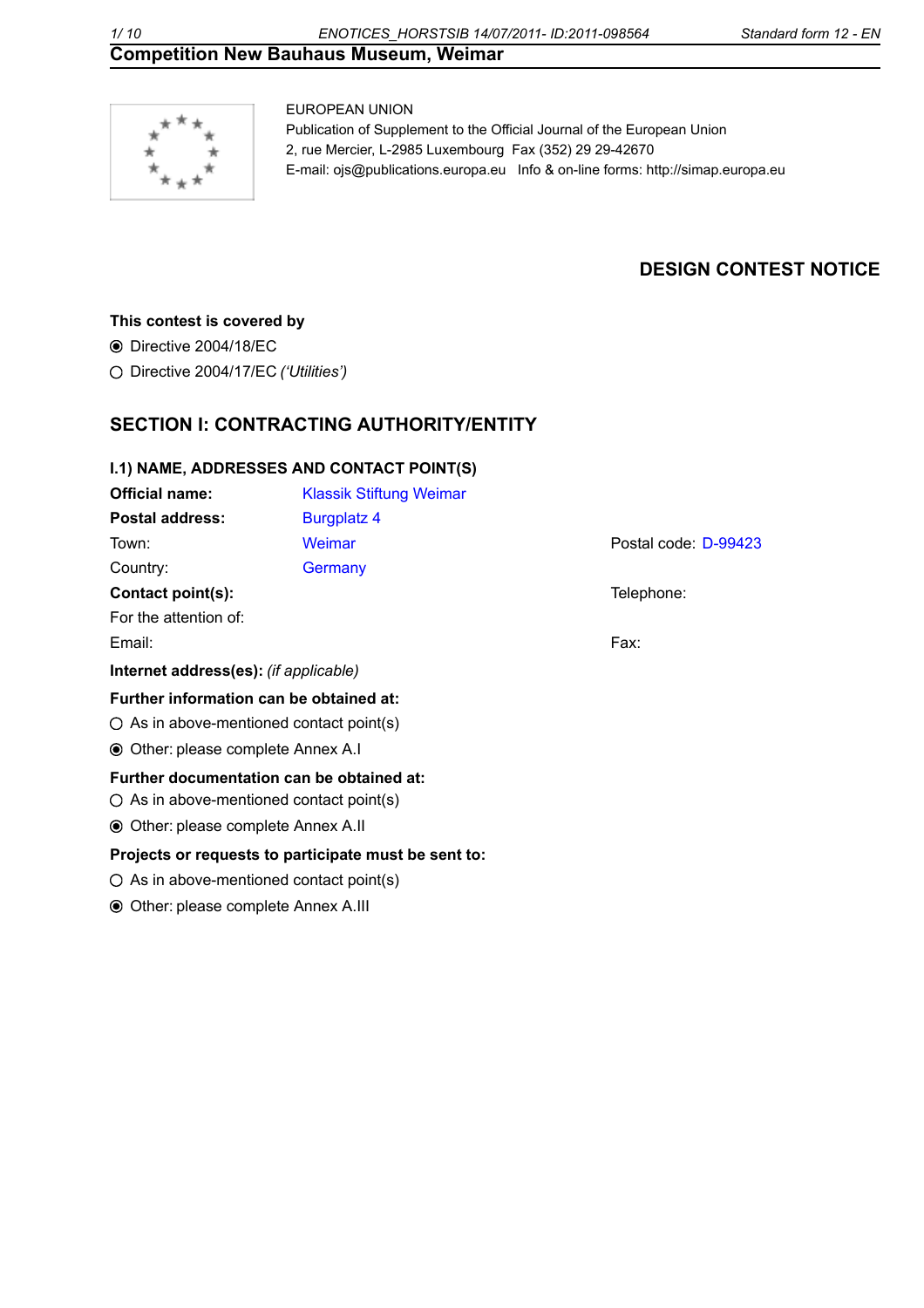EUROPEAN UNION
Publication of Supplement to the Official Journal of the European Union
2, rue Mercier, L-2985 Luxembourg  Fax (352) 29 29-42670
E-mail: ojs@publications.europa.eu   Info & on-line forms: http://simap.europa.eu

# DESIGN CONTEST NOTICE

**This contest is covered by**

◉ Directive 2004/18/EC

○ Directive 2004/17/EC *('Utilities')*

## SECTION I: CONTRACTING AUTHORITY/ENTITY

### I.1) NAME, ADDRESSES AND CONTACT POINT(S)

**Official name:** Klassik Stiftung Weimar

**Postal address:** Burgplatz 4

Town: Weimar

Postal code: D-99423

Country: Germany

**Contact point(s):**

Telephone:

For the attention of:

Email:

Fax:

**Internet address(es):** *(if applicable)*

**Further information can be obtained at:**

○ As in above-mentioned contact point(s)

◉ Other: please complete Annex A.I

**Further documentation can be obtained at:**

○ As in above-mentioned contact point(s)

◉ Other: please complete Annex A.II

**Projects or requests to participate must be sent to:**

○ As in above-mentioned contact point(s)

◉ Other: please complete Annex A.III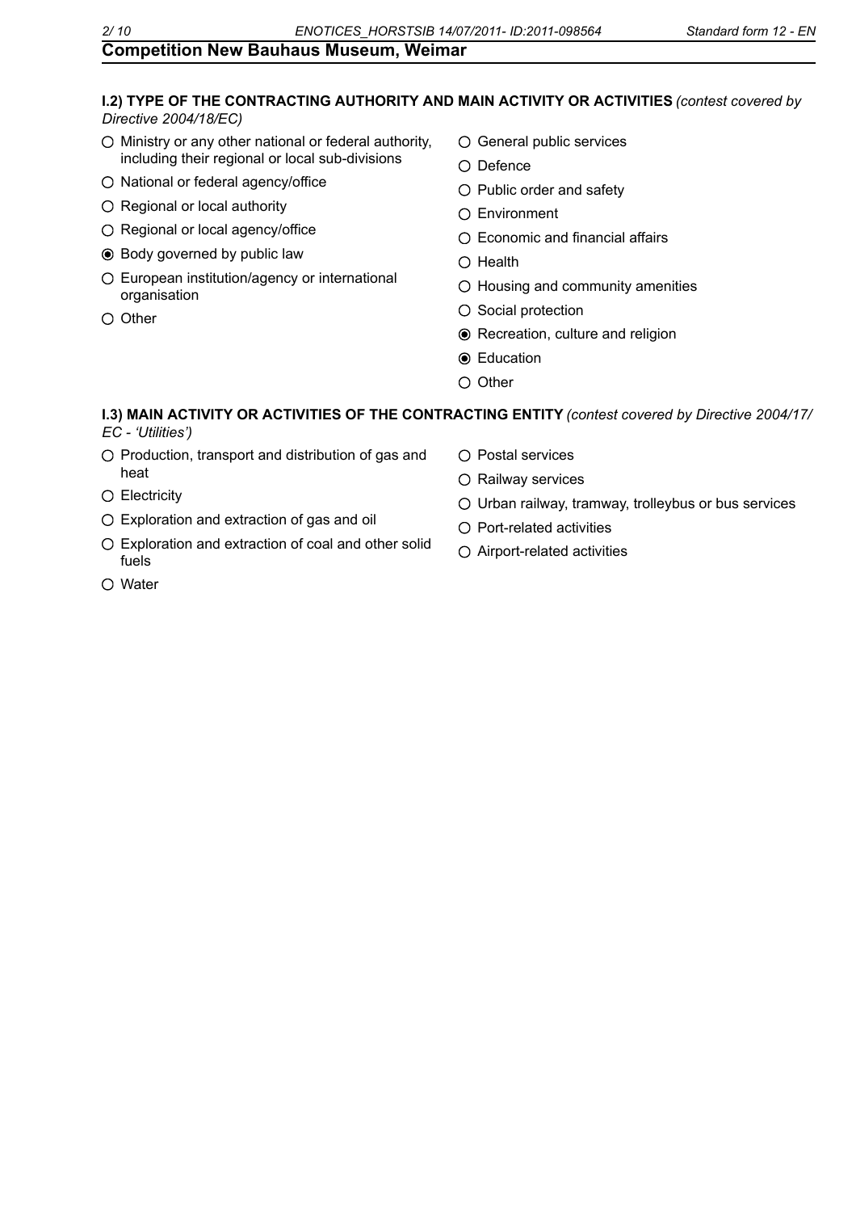## Competition New Bauhaus Museum, Weimar

**I.2) TYPE OF THE CONTRACTING AUTHORITY AND MAIN ACTIVITY OR ACTIVITIES** *(contest covered by Directive 2004/18/EC)*

- ○ Ministry or any other national or federal authority, including their regional or local sub-divisions
- ○ National or federal agency/office
- ○ Regional or local authority
- ○ Regional or local agency/office
- ◉ Body governed by public law
- ○ European institution/agency or international organisation
- ○ Other

- ○ General public services
- ○ Defence
- ○ Public order and safety
- ○ Environment
- ○ Economic and financial affairs
- ○ Health
- ○ Housing and community amenities
- ○ Social protection
- ◉ Recreation, culture and religion
- ◉ Education
- ○ Other

**I.3) MAIN ACTIVITY OR ACTIVITIES OF THE CONTRACTING ENTITY** *(contest covered by Directive 2004/17/EC - 'Utilities')*

- ○ Production, transport and distribution of gas and heat
- ○ Electricity
- ○ Exploration and extraction of gas and oil
- ○ Exploration and extraction of coal and other solid fuels
- ○ Water

- ○ Postal services
- ○ Railway services
- ○ Urban railway, tramway, trolleybus or bus services
- ○ Port-related activities
- ○ Airport-related activities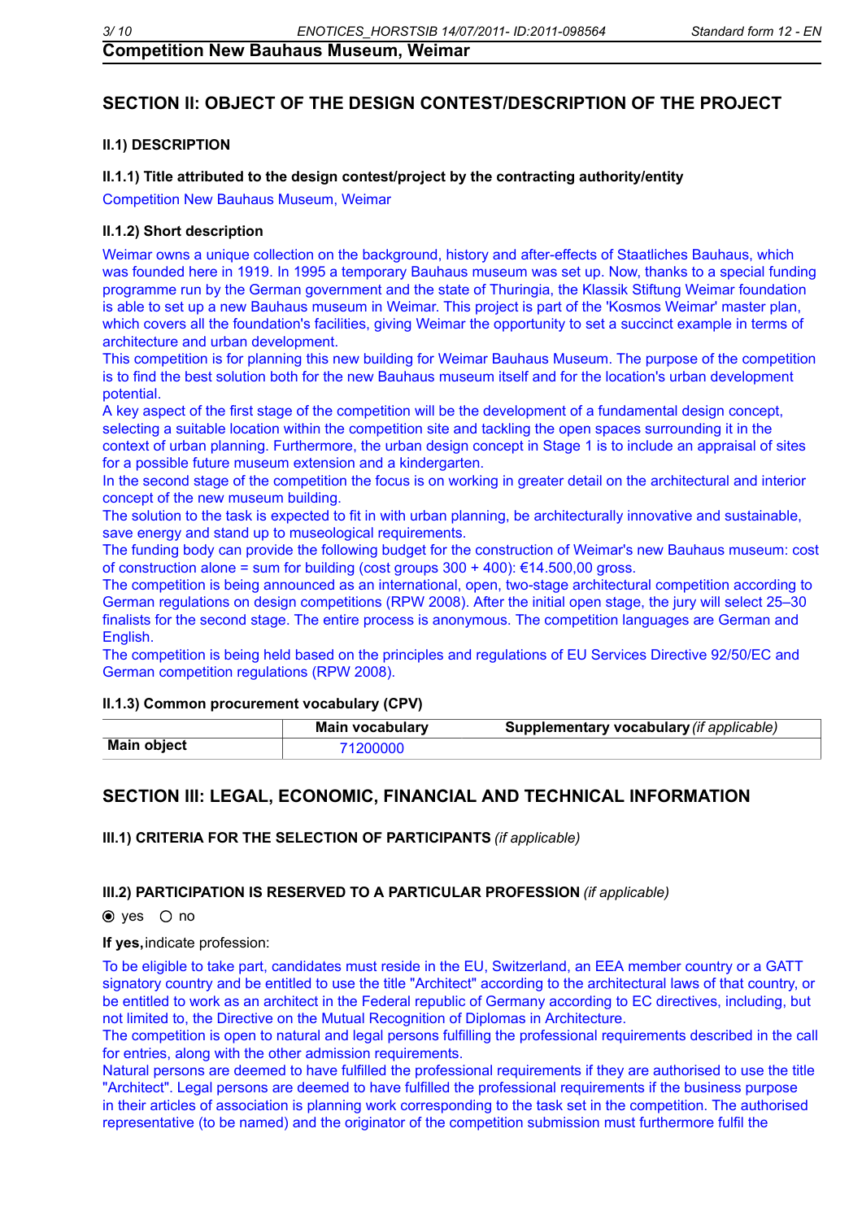## SECTION II: OBJECT OF THE DESIGN CONTEST/DESCRIPTION OF THE PROJECT

### II.1) DESCRIPTION

**II.1.1) Title attributed to the design contest/project by the contracting authority/entity**

Competition New Bauhaus Museum, Weimar

**II.1.2) Short description**

Weimar owns a unique collection on the background, history and after-effects of Staatliches Bauhaus, which was founded here in 1919. In 1995 a temporary Bauhaus museum was set up. Now, thanks to a special funding programme run by the German government and the state of Thuringia, the Klassik Stiftung Weimar foundation is able to set up a new Bauhaus museum in Weimar. This project is part of the 'Kosmos Weimar' master plan, which covers all the foundation's facilities, giving Weimar the opportunity to set a succinct example in terms of architecture and urban development.
This competition is for planning this new building for Weimar Bauhaus Museum. The purpose of the competition is to find the best solution both for the new Bauhaus museum itself and for the location's urban development potential.
A key aspect of the first stage of the competition will be the development of a fundamental design concept, selecting a suitable location within the competition site and tackling the open spaces surrounding it in the context of urban planning. Furthermore, the urban design concept in Stage 1 is to include an appraisal of sites for a possible future museum extension and a kindergarten.
In the second stage of the competition the focus is on working in greater detail on the architectural and interior concept of the new museum building.
The solution to the task is expected to fit in with urban planning, be architecturally innovative and sustainable, save energy and stand up to museological requirements.
The funding body can provide the following budget for the construction of Weimar's new Bauhaus museum: cost of construction alone = sum for building (cost groups 300 + 400): €14.500,00 gross.
The competition is being announced as an international, open, two-stage architectural competition according to German regulations on design competitions (RPW 2008). After the initial open stage, the jury will select 25–30 finalists for the second stage. The entire process is anonymous. The competition languages are German and English.
The competition is being held based on the principles and regulations of EU Services Directive 92/50/EC and German competition regulations (RPW 2008).

**II.1.3) Common procurement vocabulary (CPV)**

| | Main vocabulary | Supplementary vocabulary *(if applicable)* |
|---|---|---|
| **Main object** | 71200000 | |

## SECTION III: LEGAL, ECONOMIC, FINANCIAL AND TECHNICAL INFORMATION

**III.1) CRITERIA FOR THE SELECTION OF PARTICIPANTS** *(if applicable)*

**III.2) PARTICIPATION IS RESERVED TO A PARTICULAR PROFESSION** *(if applicable)*

◉ yes ○ no

**If yes,** indicate profession:

To be eligible to take part, candidates must reside in the EU, Switzerland, an EEA member country or a GATT signatory country and be entitled to use the title "Architect" according to the architectural laws of that country, or be entitled to work as an architect in the Federal republic of Germany according to EC directives, including, but not limited to, the Directive on the Mutual Recognition of Diplomas in Architecture.
The competition is open to natural and legal persons fulfilling the professional requirements described in the call for entries, along with the other admission requirements.
Natural persons are deemed to have fulfilled the professional requirements if they are authorised to use the title "Architect". Legal persons are deemed to have fulfilled the professional requirements if the business purpose in their articles of association is planning work corresponding to the task set in the competition. The authorised representative (to be named) and the originator of the competition submission must furthermore fulfil the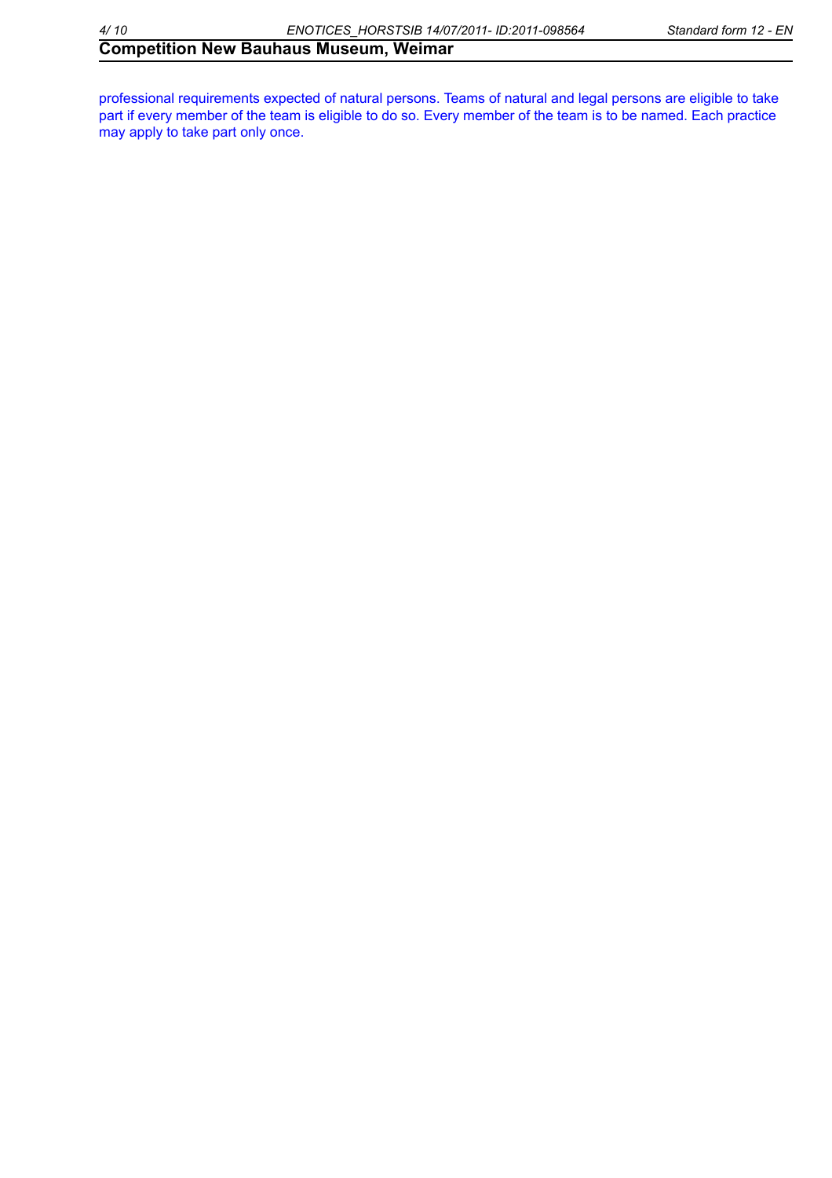professional requirements expected of natural persons. Teams of natural and legal persons are eligible to take part if every member of the team is eligible to do so. Every member of the team is to be named. Each practice may apply to take part only once.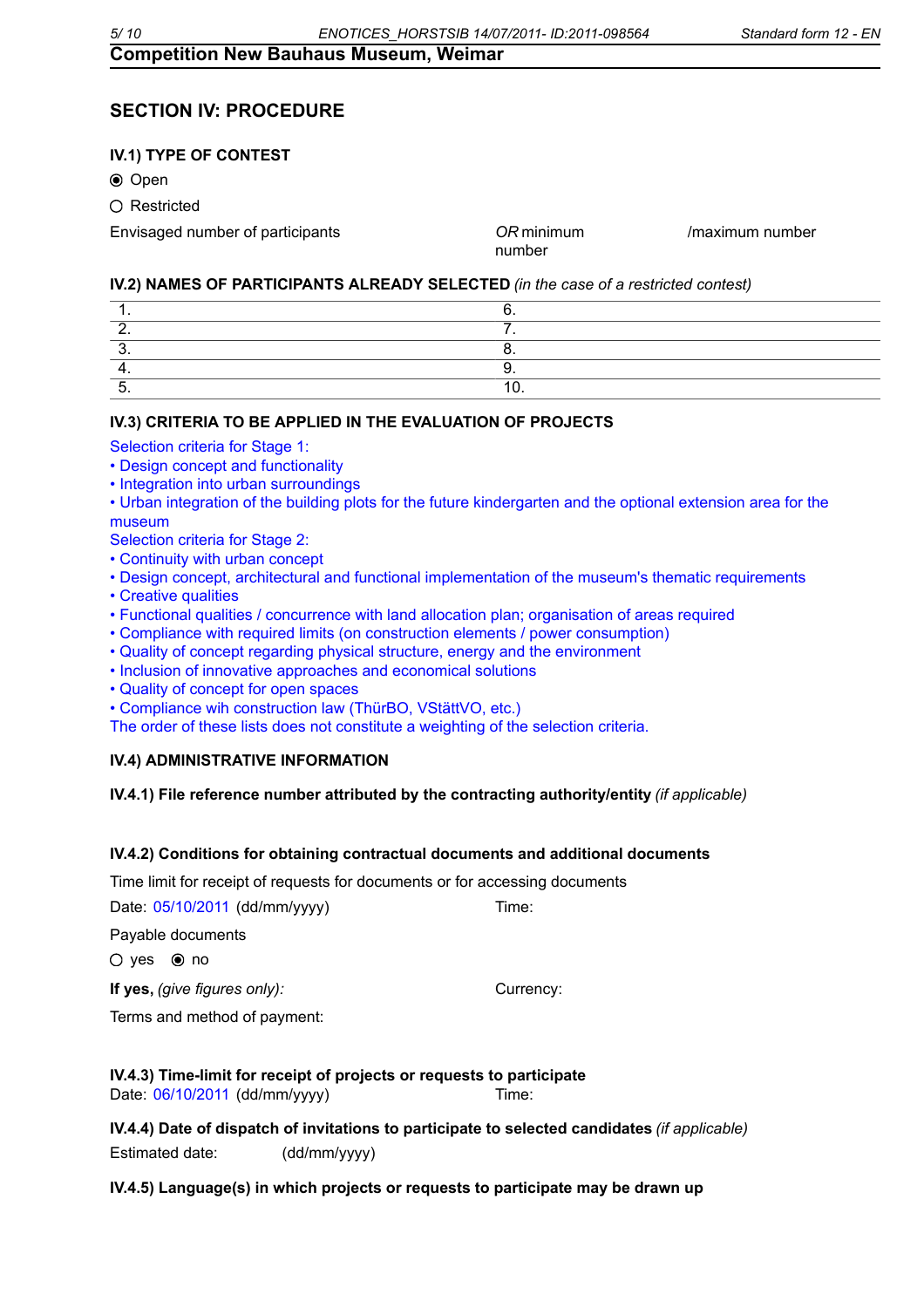## Competition New Bauhaus Museum, Weimar

## SECTION IV: PROCEDURE

### IV.1) TYPE OF CONTEST

◉ Open

○ Restricted

Envisaged number of participants *OR* minimum number /maximum number

### IV.2) NAMES OF PARTICIPANTS ALREADY SELECTED *(in the case of a restricted contest)*

| | |
|---|---|
| 1. | 6. |
| 2. | 7. |
| 3. | 8. |
| 4. | 9. |
| 5. | 10. |

### IV.3) CRITERIA TO BE APPLIED IN THE EVALUATION OF PROJECTS

Selection criteria for Stage 1:

- Design concept and functionality
- Integration into urban surroundings
- Urban integration of the building plots for the future kindergarten and the optional extension area for the museum

Selection criteria for Stage 2:

- Continuity with urban concept
- Design concept, architectural and functional implementation of the museum's thematic requirements
- Creative qualities
- Functional qualities / concurrence with land allocation plan; organisation of areas required
- Compliance with required limits (on construction elements / power consumption)
- Quality of concept regarding physical structure, energy and the environment
- Inclusion of innovative approaches and economical solutions
- Quality of concept for open spaces
- Compliance wih construction law (ThürBO, VStättVO, etc.)

The order of these lists does not constitute a weighting of the selection criteria.

### IV.4) ADMINISTRATIVE INFORMATION

**IV.4.1) File reference number attributed by the contracting authority/entity** *(if applicable)*

**IV.4.2) Conditions for obtaining contractual documents and additional documents**

Time limit for receipt of requests for documents or for accessing documents

Date: 05/10/2011 (dd/mm/yyyy) Time:

Payable documents

○ yes ◉ no

**If yes,** *(give figures only):* Currency:

Terms and method of payment:

**IV.4.3) Time-limit for receipt of projects or requests to participate**

Date: 06/10/2011 (dd/mm/yyyy) Time:

**IV.4.4) Date of dispatch of invitations to participate to selected candidates** *(if applicable)*

Estimated date: (dd/mm/yyyy)

**IV.4.5) Language(s) in which projects or requests to participate may be drawn up**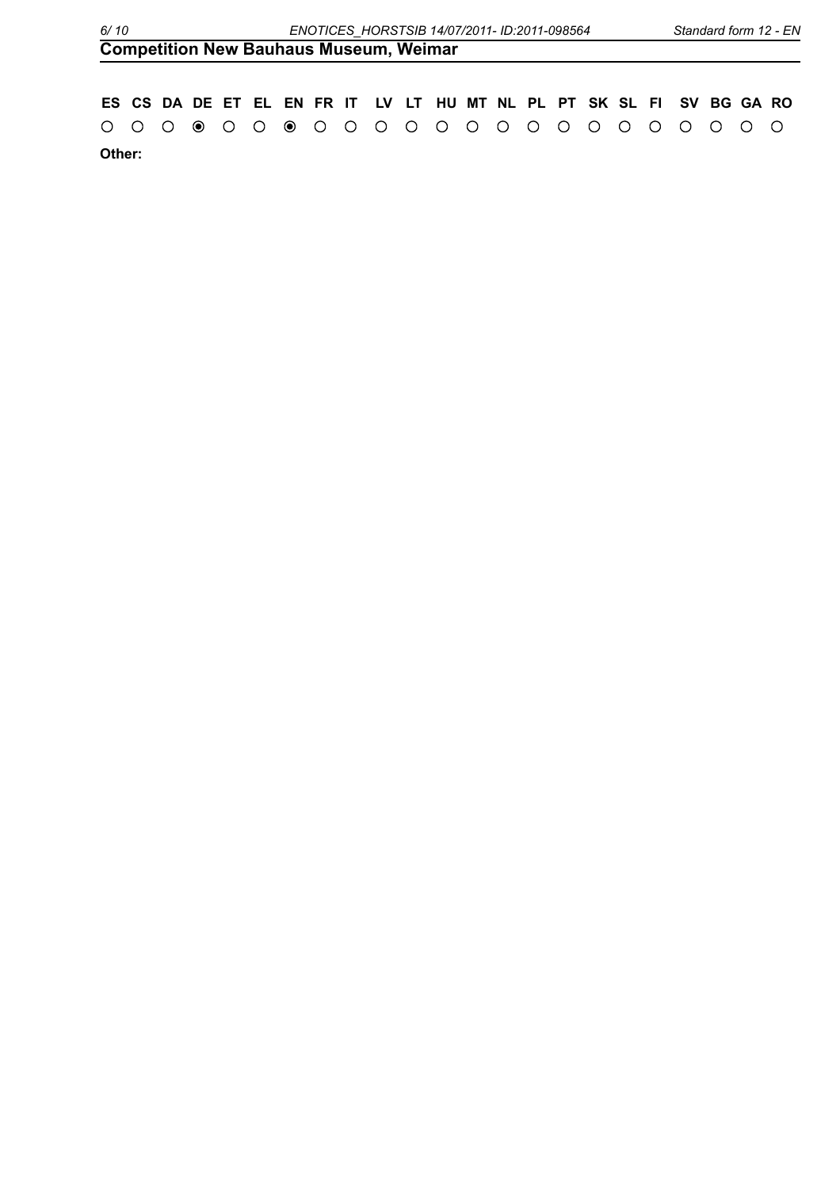## Competition New Bauhaus Museum, Weimar

| ES | CS | DA | DE | ET | EL | EN | FR | IT | LV | LT | HU | MT | NL | PL | PT | SK | SL | FI | SV | BG | GA | RO |
|---|---|---|---|---|---|---|---|---|---|---|---|---|---|---|---|---|---|---|---|---|---|---|
| ○ | ○ | ○ | ◉ | ○ | ○ | ◉ | ○ | ○ | ○ | ○ | ○ | ○ | ○ | ○ | ○ | ○ | ○ | ○ | ○ | ○ | ○ | ○ |

**Other:**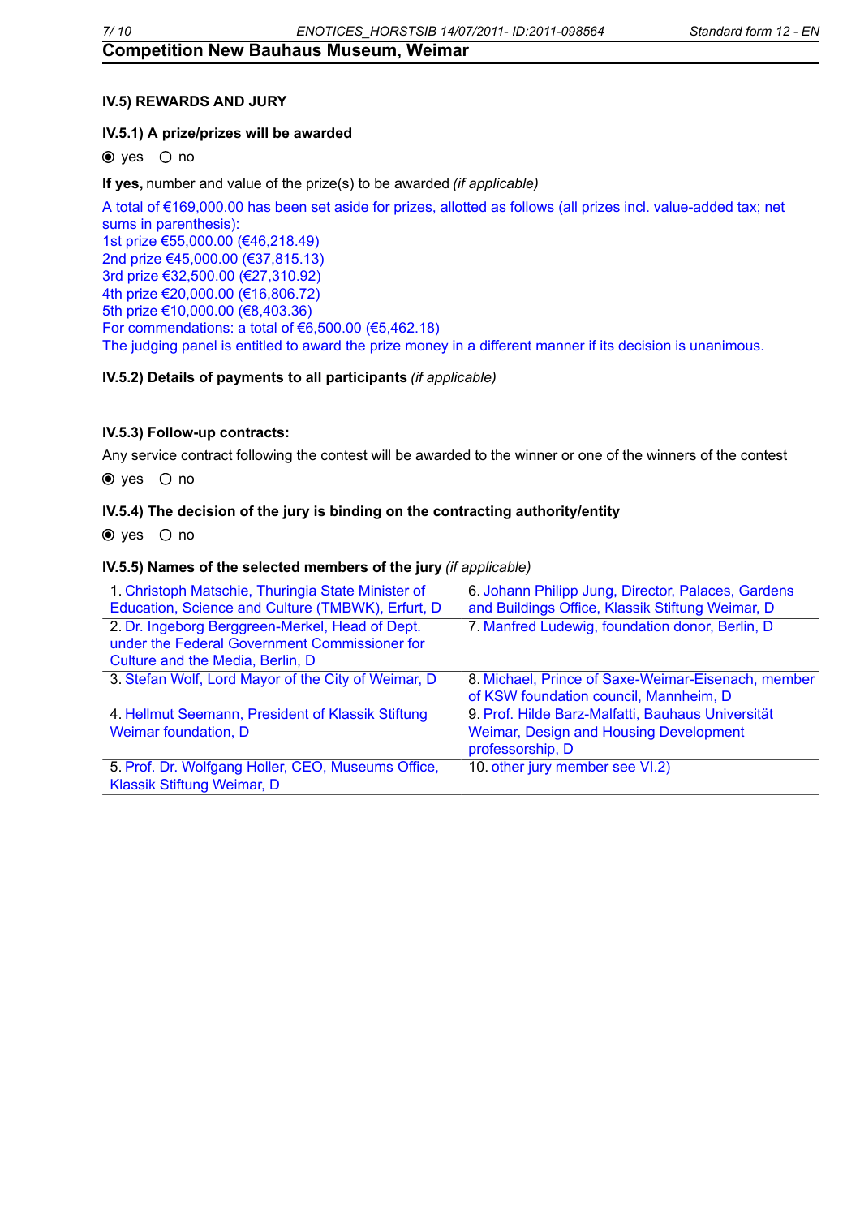## Competition New Bauhaus Museum, Weimar

### IV.5) REWARDS AND JURY

#### IV.5.1) A prize/prizes will be awarded

◉ yes ○ no

**If yes,** number and value of the prize(s) to be awarded *(if applicable)*

A total of €169,000.00 has been set aside for prizes, allotted as follows (all prizes incl. value-added tax; net sums in parenthesis):
1st prize €55,000.00 (€46,218.49)
2nd prize €45,000.00 (€37,815.13)
3rd prize €32,500.00 (€27,310.92)
4th prize €20,000.00 (€16,806.72)
5th prize €10,000.00 (€8,403.36)
For commendations: a total of €6,500.00 (€5,462.18)
The judging panel is entitled to award the prize money in a different manner if its decision is unanimous.

#### IV.5.2) Details of payments to all participants *(if applicable)*

#### IV.5.3) Follow-up contracts:

Any service contract following the contest will be awarded to the winner or one of the winners of the contest

◉ yes ○ no

#### IV.5.4) The decision of the jury is binding on the contracting authority/entity

◉ yes ○ no

#### IV.5.5) Names of the selected members of the jury *(if applicable)*

| | |
|---|---|
| 1. Christoph Matschie, Thuringia State Minister of Education, Science and Culture (TMBWK), Erfurt, D | 6. Johann Philipp Jung, Director, Palaces, Gardens and Buildings Office, Klassik Stiftung Weimar, D |
| 2. Dr. Ingeborg Berggreen-Merkel, Head of Dept. under the Federal Government Commissioner for Culture and the Media, Berlin, D | 7. Manfred Ludewig, foundation donor, Berlin, D |
| 3. Stefan Wolf, Lord Mayor of the City of Weimar, D | 8. Michael, Prince of Saxe-Weimar-Eisenach, member of KSW foundation council, Mannheim, D |
| 4. Hellmut Seemann, President of Klassik Stiftung Weimar foundation, D | 9. Prof. Hilde Barz-Malfatti, Bauhaus Universität Weimar, Design and Housing Development professorship, D |
| 5. Prof. Dr. Wolfgang Holler, CEO, Museums Office, Klassik Stiftung Weimar, D | 10. other jury member see VI.2) |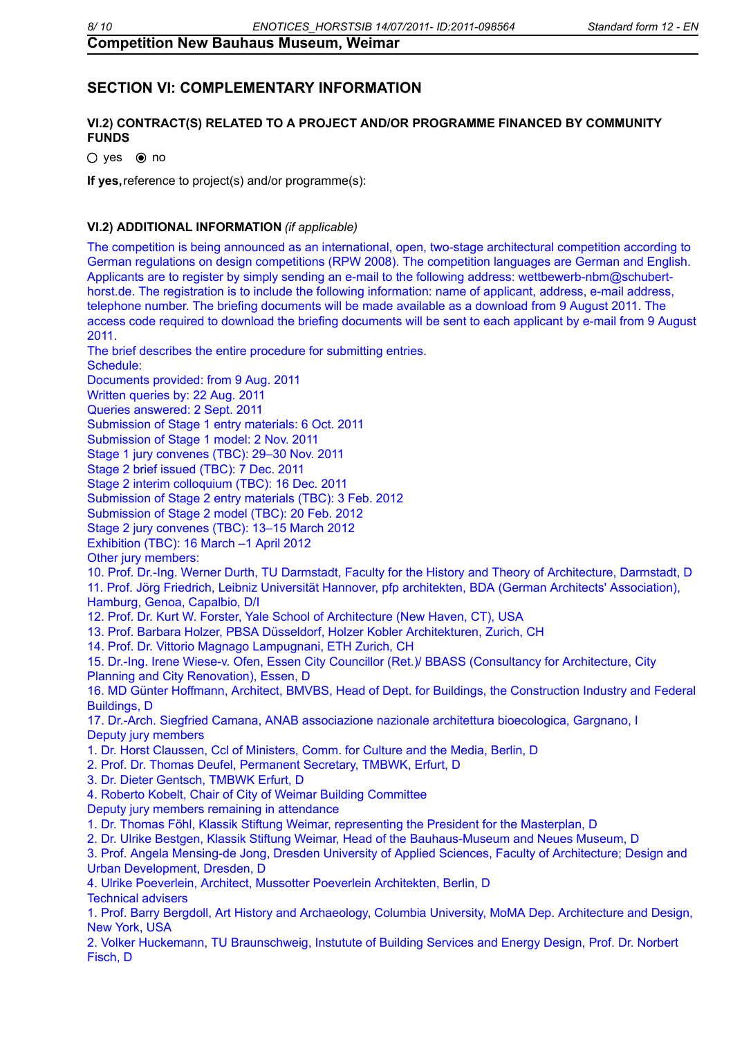**Competition New Bauhaus Museum, Weimar**

## SECTION VI: COMPLEMENTARY INFORMATION

### VI.2) CONTRACT(S) RELATED TO A PROJECT AND/OR PROGRAMME FINANCED BY COMMUNITY FUNDS

○ yes ◉ no

**If yes,** reference to project(s) and/or programme(s):

### VI.2) ADDITIONAL INFORMATION *(if applicable)*

The competition is being announced as an international, open, two-stage architectural competition according to German regulations on design competitions (RPW 2008). The competition languages are German and English. Applicants are to register by simply sending an e-mail to the following address: wettbewerb-nbm@schubert-horst.de. The registration is to include the following information: name of applicant, address, e-mail address, telephone number. The briefing documents will be made available as a download from 9 August 2011. The access code required to download the briefing documents will be sent to each applicant by e-mail from 9 August 2011.
The brief describes the entire procedure for submitting entries.
Schedule:
Documents provided: from 9 Aug. 2011
Written queries by: 22 Aug. 2011
Queries answered: 2 Sept. 2011
Submission of Stage 1 entry materials: 6 Oct. 2011
Submission of Stage 1 model: 2 Nov. 2011
Stage 1 jury convenes (TBC): 29–30 Nov. 2011
Stage 2 brief issued (TBC): 7 Dec. 2011
Stage 2 interim colloquium (TBC): 16 Dec. 2011
Submission of Stage 2 entry materials (TBC): 3 Feb. 2012
Submission of Stage 2 model (TBC): 20 Feb. 2012
Stage 2 jury convenes (TBC): 13–15 March 2012
Exhibition (TBC): 16 March –1 April 2012
Other jury members:
10. Prof. Dr.-Ing. Werner Durth, TU Darmstadt, Faculty for the History and Theory of Architecture, Darmstadt, D
11. Prof. Jörg Friedrich, Leibniz Universität Hannover, pfp architekten, BDA (German Architects' Association), Hamburg, Genoa, Capalbio, D/I
12. Prof. Dr. Kurt W. Forster, Yale School of Architecture (New Haven, CT), USA
13. Prof. Barbara Holzer, PBSA Düsseldorf, Holzer Kobler Architekturen, Zurich, CH
14. Prof. Dr. Vittorio Magnago Lampugnani, ETH Zurich, CH
15. Dr.-Ing. Irene Wiese-v. Ofen, Essen City Councillor (Ret.)/ BBASS (Consultancy for Architecture, City Planning and City Renovation), Essen, D
16. MD Günter Hoffmann, Architect, BMVBS, Head of Dept. for Buildings, the Construction Industry and Federal Buildings, D
17. Dr.-Arch. Siegfried Camana, ANAB associazione nazionale architettura bioecologica, Gargnano, I
Deputy jury members
1. Dr. Horst Claussen, Ccl of Ministers, Comm. for Culture and the Media, Berlin, D
2. Prof. Dr. Thomas Deufel, Permanent Secretary, TMBWK, Erfurt, D
3. Dr. Dieter Gentsch, TMBWK Erfurt, D
4. Roberto Kobelt, Chair of City of Weimar Building Committee
Deputy jury members remaining in attendance
1. Dr. Thomas Föhl, Klassik Stiftung Weimar, representing the President for the Masterplan, D
2. Dr. Ulrike Bestgen, Klassik Stiftung Weimar, Head of the Bauhaus-Museum and Neues Museum, D
3. Prof. Angela Mensing-de Jong, Dresden University of Applied Sciences, Faculty of Architecture; Design and Urban Development, Dresden, D
4. Ulrike Poeverlein, Architect, Mussotter Poeverlein Architekten, Berlin, D
Technical advisers
1. Prof. Barry Bergdoll, Art History and Archaeology, Columbia University, MoMA Dep. Architecture and Design, New York, USA
2. Volker Huckemann, TU Braunschweig, Instutute of Building Services and Energy Design, Prof. Dr. Norbert Fisch, D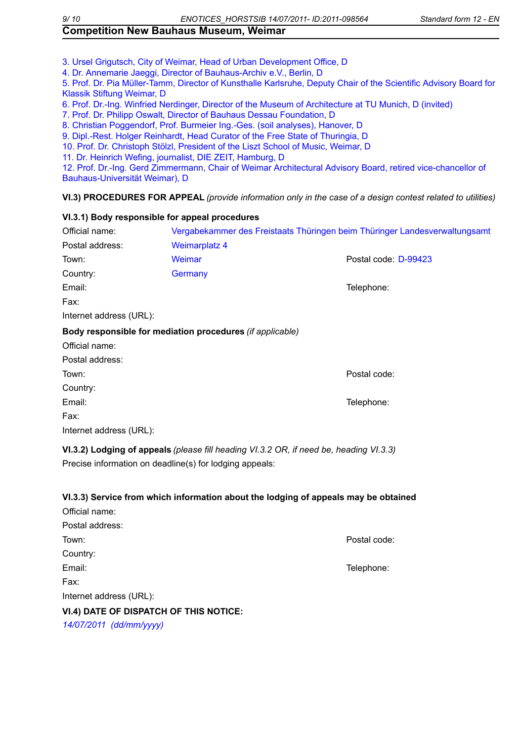3. Ursel Grigutsch, City of Weimar, Head of Urban Development Office, D
4. Dr. Annemarie Jaeggi, Director of Bauhaus-Archiv e.V., Berlin, D
5. Prof. Dr. Pia Müller-Tamm, Director of Kunsthalle Karlsruhe, Deputy Chair of the Scientific Advisory Board for Klassik Stiftung Weimar, D
6. Prof. Dr.-Ing. Winfried Nerdinger, Director of the Museum of Architecture at TU Munich, D (invited)
7. Prof. Dr. Philipp Oswalt, Director of Bauhaus Dessau Foundation, D
8. Christian Poggendorf, Prof. Burmeier Ing.-Ges. (soil analyses), Hanover, D
9. Dipl.-Rest. Holger Reinhardt, Head Curator of the Free State of Thuringia, D
10. Prof. Dr. Christoph Stölzl, President of the Liszt School of Music, Weimar, D
11. Dr. Heinrich Wefing, journalist, DIE ZEIT, Hamburg, D
12. Prof. Dr.-Ing. Gerd Zimmermann, Chair of Weimar Architectural Advisory Board, retired vice-chancellor of Bauhaus-Universität Weimar), D

**VI.3) PROCEDURES FOR APPEAL** *(provide information only in the case of a design contest related to utilities)*

**VI.3.1) Body responsible for appeal procedures**

Official name: Vergabekammer des Freistaats Thüringen beim Thüringer Landesverwaltungsamt
Postal address: Weimarplatz 4
Town: Weimar　Postal code: D-99423
Country: Germany
Email:　Telephone:
Fax:
Internet address (URL):

**Body responsible for mediation procedures** *(if applicable)*

Official name:
Postal address:
Town:　Postal code:
Country:
Email:　Telephone:
Fax:
Internet address (URL):

**VI.3.2) Lodging of appeals** *(please fill heading VI.3.2 OR, if need be, heading VI.3.3)*

Precise information on deadline(s) for lodging appeals:

**VI.3.3) Service from which information about the lodging of appeals may be obtained**

Official name:
Postal address:
Town:　Postal code:
Country:
Email:　Telephone:
Fax:
Internet address (URL):

**VI.4) DATE OF DISPATCH OF THIS NOTICE:**

*14/07/2011 (dd/mm/yyyy)*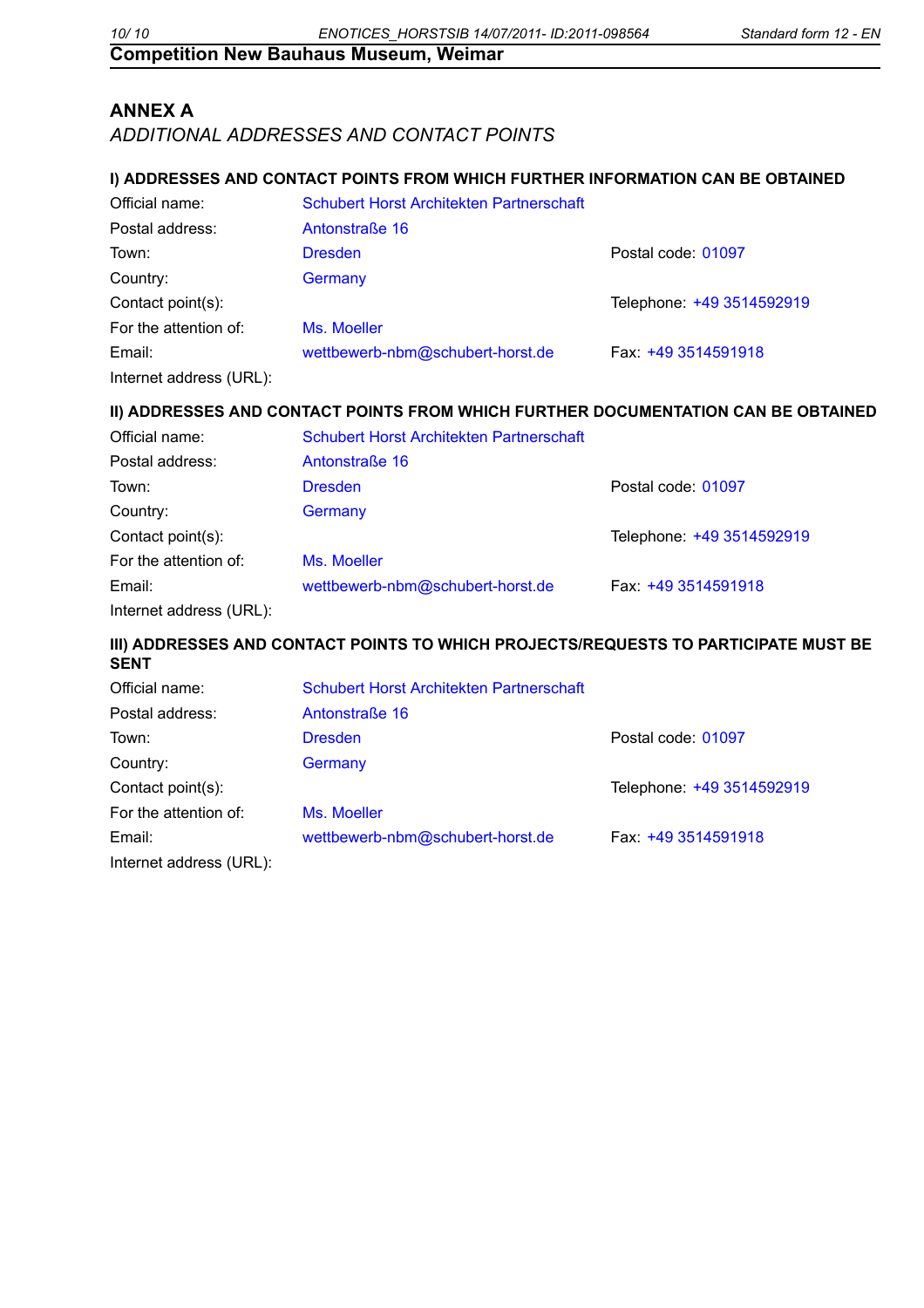# ANNEX A

*ADDITIONAL ADDRESSES AND CONTACT POINTS*

### I) ADDRESSES AND CONTACT POINTS FROM WHICH FURTHER INFORMATION CAN BE OBTAINED

| | | |
|---|---|---|
| Official name: | Schubert Horst Architekten Partnerschaft | |
| Postal address: | Antonstraße 16 | |
| Town: | Dresden | Postal code: 01097 |
| Country: | Germany | |
| Contact point(s): | | Telephone: +49 3514592919 |
| For the attention of: | Ms. Moeller | |
| Email: | wettbewerb-nbm@schubert-horst.de | Fax: +49 3514591918 |
| Internet address (URL): | | |

### II) ADDRESSES AND CONTACT POINTS FROM WHICH FURTHER DOCUMENTATION CAN BE OBTAINED

| | | |
|---|---|---|
| Official name: | Schubert Horst Architekten Partnerschaft | |
| Postal address: | Antonstraße 16 | |
| Town: | Dresden | Postal code: 01097 |
| Country: | Germany | |
| Contact point(s): | | Telephone: +49 3514592919 |
| For the attention of: | Ms. Moeller | |
| Email: | wettbewerb-nbm@schubert-horst.de | Fax: +49 3514591918 |
| Internet address (URL): | | |

### III) ADDRESSES AND CONTACT POINTS TO WHICH PROJECTS/REQUESTS TO PARTICIPATE MUST BE SENT

| | | |
|---|---|---|
| Official name: | Schubert Horst Architekten Partnerschaft | |
| Postal address: | Antonstraße 16 | |
| Town: | Dresden | Postal code: 01097 |
| Country: | Germany | |
| Contact point(s): | | Telephone: +49 3514592919 |
| For the attention of: | Ms. Moeller | |
| Email: | wettbewerb-nbm@schubert-horst.de | Fax: +49 3514591918 |
| Internet address (URL): | | |